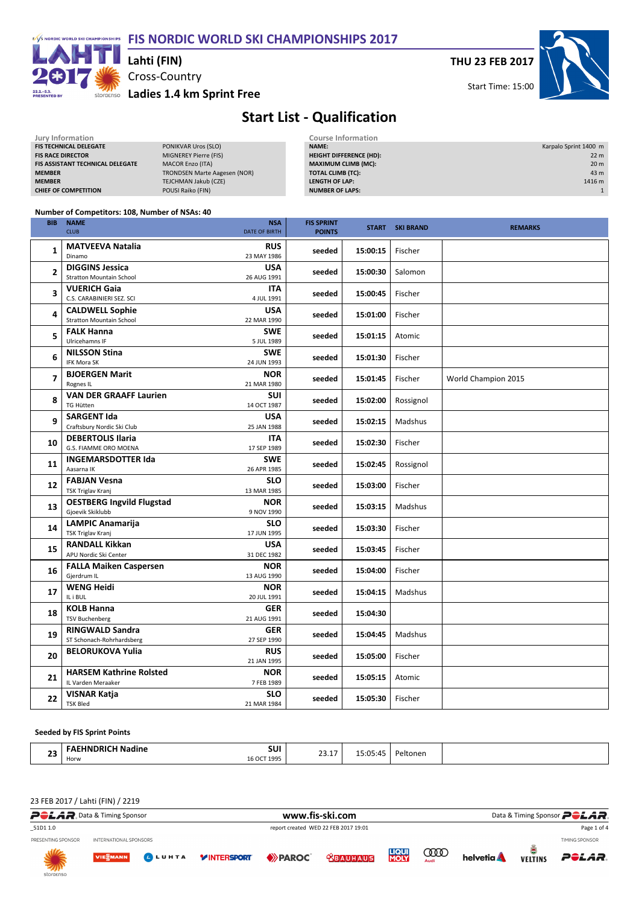# FIS NORDIC WORLD SKI CHAMPIONSHIPS 2017

**Lahti (FIN)**

Cross-Country

**Ladies 1.4 km Sprint Free**

**THU 23 FEB 2017**

Start Time: 15:00

## Start List - Qualification

| Jury Information | |
|---|---|
| FIS TECHNICAL DELEGATE | PONIKVAR Uros (SLO) |
| FIS RACE DIRECTOR | MIGNEREY Pierre (FIS) |
| FIS ASSISTANT TECHNICAL DELEGATE | MACOR Enzo (ITA) |
| MEMBER | TRONDSEN Marte Aagesen (NOR) |
| MEMBER | TEJCHMAN Jakub (CZE) |
| CHIEF OF COMPETITION | POUSI Raiko (FIN) |

| Course Information | |
|---|---|
| NAME: | Karpalo Sprint 1400 m |
| HEIGHT DIFFERENCE (HD): | 22 m |
| MAXIMUM CLIMB (MC): | 20 m |
| TOTAL CLIMB (TC): | 43 m |
| LENGTH OF LAP: | 1416 m |
| NUMBER OF LAPS: | 1 |

**Number of Competitors: 108, Number of NSAs: 40**

| BIB | NAME / CLUB | NSA / DATE OF BIRTH | FIS SPRINT POINTS | START | SKI BRAND | REMARKS |
|---|---|---|---|---|---|---|
| 1 | **MATVEEVA Natalia** Dinamo | **RUS** 23 MAY 1986 | seeded | 15:00:15 | Fischer | |
| 2 | **DIGGINS Jessica** Stratton Mountain School | **USA** 26 AUG 1991 | seeded | 15:00:30 | Salomon | |
| 3 | **VUERICH Gaia** C.S. CARABINIERI SEZ. SCI | **ITA** 4 JUL 1991 | seeded | 15:00:45 | Fischer | |
| 4 | **CALDWELL Sophie** Stratton Mountain School | **USA** 22 MAR 1990 | seeded | 15:01:00 | Fischer | |
| 5 | **FALK Hanna** Ulricehamns IF | **SWE** 5 JUL 1989 | seeded | 15:01:15 | Atomic | |
| 6 | **NILSSON Stina** IFK Mora SK | **SWE** 24 JUN 1993 | seeded | 15:01:30 | Fischer | |
| 7 | **BJOERGEN Marit** Rognes IL | **NOR** 21 MAR 1980 | seeded | 15:01:45 | Fischer | World Champion 2015 |
| 8 | **VAN DER GRAAFF Laurien** TG Hütten | **SUI** 14 OCT 1987 | seeded | 15:02:00 | Rossignol | |
| 9 | **SARGENT Ida** Craftsbury Nordic Ski Club | **USA** 25 JAN 1988 | seeded | 15:02:15 | Madshus | |
| 10 | **DEBERTOLIS Ilaria** G.S. FIAMME ORO MOENA | **ITA** 17 SEP 1989 | seeded | 15:02:30 | Fischer | |
| 11 | **INGEMARSDOTTER Ida** Aasarna IK | **SWE** 26 APR 1985 | seeded | 15:02:45 | Rossignol | |
| 12 | **FABJAN Vesna** TSK Triglav Kranj | **SLO** 13 MAR 1985 | seeded | 15:03:00 | Fischer | |
| 13 | **OESTBERG Ingvild Flugstad** Gjoevik Skiklubb | **NOR** 9 NOV 1990 | seeded | 15:03:15 | Madshus | |
| 14 | **LAMPIC Anamarija** TSK Triglav Kranj | **SLO** 17 JUN 1995 | seeded | 15:03:30 | Fischer | |
| 15 | **RANDALL Kikkan** APU Nordic Ski Center | **USA** 31 DEC 1982 | seeded | 15:03:45 | Fischer | |
| 16 | **FALLA Maiken Caspersen** Gjerdrum IL | **NOR** 13 AUG 1990 | seeded | 15:04:00 | Fischer | |
| 17 | **WENG Heidi** IL i BUL | **NOR** 20 JUL 1991 | seeded | 15:04:15 | Madshus | |
| 18 | **KOLB Hanna** TSV Buchenberg | **GER** 21 AUG 1991 | seeded | 15:04:30 | | |
| 19 | **RINGWALD Sandra** ST Schonach-Rohrhardsberg | **GER** 27 SEP 1990 | seeded | 15:04:45 | Madshus | |
| 20 | **BELORUKOVA Yulia** | **RUS** 21 JAN 1995 | seeded | 15:05:00 | Fischer | |
| 21 | **HARSEM Kathrine Rolsted** IL Varden Meraaker | **NOR** 7 FEB 1989 | seeded | 15:05:15 | Atomic | |
| 22 | **VISNAR Katja** TSK Bled | **SLO** 21 MAR 1984 | seeded | 15:05:30 | Fischer | |

**Seeded by FIS Sprint Points**

| BIB | NAME / CLUB | NSA / DATE OF BIRTH | FIS SPRINT POINTS | START | SKI BRAND | REMARKS |
|---|---|---|---|---|---|---|
| 23 | **FAEHNDRICH Nadine** Horw | **SUI** 16 OCT 1995 | 23.17 | 15:05:45 | Peltonen | |

23 FEB 2017 / Lahti (FIN) / 2219

_51D1 1.0 report created WED 22 FEB 2017 19:01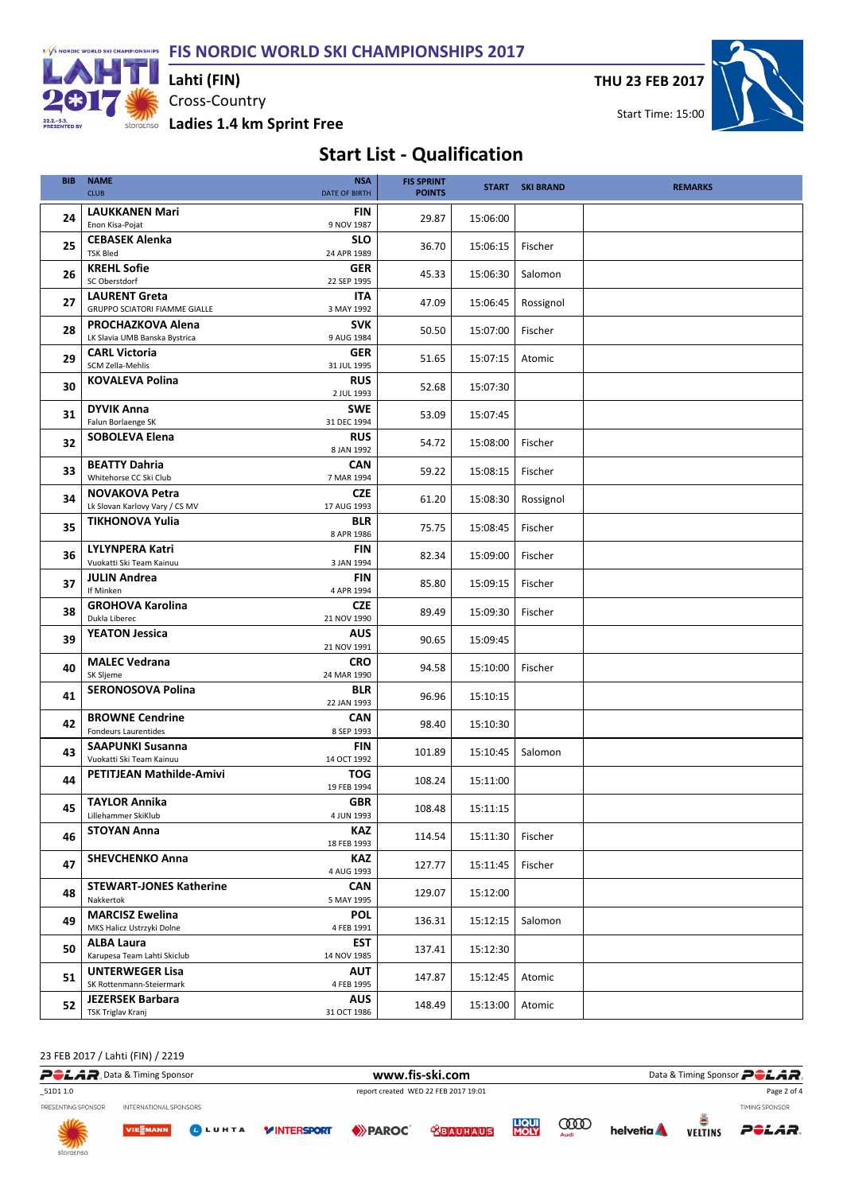# FIS NORDIC WORLD SKI CHAMPIONSHIPS 2017

Lahti (FIN)

Cross-Country

**Ladies 1.4 km Sprint Free**

THU 23 FEB 2017

Start Time: 15:00

## Start List - Qualification

| BIB | NAME / CLUB | NSA / DATE OF BIRTH | FIS SPRINT POINTS | START | SKI BRAND | REMARKS |
|---|---|---|---|---|---|---|
| 24 | **LAUKKANEN Mari** Enon Kisa-Pojat | **FIN** 9 NOV 1987 | 29.87 | 15:06:00 | | |
| 25 | **CEBASEK Alenka** TSK Bled | **SLO** 24 APR 1989 | 36.70 | 15:06:15 | Fischer | |
| 26 | **KREHL Sofie** SC Oberstdorf | **GER** 22 SEP 1995 | 45.33 | 15:06:30 | Salomon | |
| 27 | **LAURENT Greta** GRUPPO SCIATORI FIAMME GIALLE | **ITA** 3 MAY 1992 | 47.09 | 15:06:45 | Rossignol | |
| 28 | **PROCHAZKOVA Alena** LK Slavia UMB Banska Bystrica | **SVK** 9 AUG 1984 | 50.50 | 15:07:00 | Fischer | |
| 29 | **CARL Victoria** SCM Zella-Mehlis | **GER** 31 JUL 1995 | 51.65 | 15:07:15 | Atomic | |
| 30 | **KOVALEVA Polina** | **RUS** 2 JUL 1993 | 52.68 | 15:07:30 | | |
| 31 | **DYVIK Anna** Falun Borlaenge SK | **SWE** 31 DEC 1994 | 53.09 | 15:07:45 | | |
| 32 | **SOBOLEVA Elena** | **RUS** 8 JAN 1992 | 54.72 | 15:08:00 | Fischer | |
| 33 | **BEATTY Dahria** Whitehorse CC Ski Club | **CAN** 7 MAR 1994 | 59.22 | 15:08:15 | Fischer | |
| 34 | **NOVAKOVA Petra** Lk Slovan Karlovy Vary / CS MV | **CZE** 17 AUG 1993 | 61.20 | 15:08:30 | Rossignol | |
| 35 | **TIKHONOVA Yulia** | **BLR** 8 APR 1986 | 75.75 | 15:08:45 | Fischer | |
| 36 | **LYLYNPERA Katri** Vuokatti Ski Team Kainuu | **FIN** 3 JAN 1994 | 82.34 | 15:09:00 | Fischer | |
| 37 | **JULIN Andrea** If Minken | **FIN** 4 APR 1994 | 85.80 | 15:09:15 | Fischer | |
| 38 | **GROHOVA Karolina** Dukla Liberec | **CZE** 21 NOV 1990 | 89.49 | 15:09:30 | Fischer | |
| 39 | **YEATON Jessica** | **AUS** 21 NOV 1991 | 90.65 | 15:09:45 | | |
| 40 | **MALEC Vedrana** SK Sljeme | **CRO** 24 MAR 1990 | 94.58 | 15:10:00 | Fischer | |
| 41 | **SERONOSOVA Polina** | **BLR** 22 JAN 1993 | 96.96 | 15:10:15 | | |
| 42 | **BROWNE Cendrine** Fondeurs Laurentides | **CAN** 8 SEP 1993 | 98.40 | 15:10:30 | | |
| 43 | **SAAPUNKI Susanna** Vuokatti Ski Team Kainuu | **FIN** 14 OCT 1992 | 101.89 | 15:10:45 | Salomon | |
| 44 | **PETITJEAN Mathilde-Amivi** | **TOG** 19 FEB 1994 | 108.24 | 15:11:00 | | |
| 45 | **TAYLOR Annika** Lillehammer SkiKlub | **GBR** 4 JUN 1993 | 108.48 | 15:11:15 | | |
| 46 | **STOYAN Anna** | **KAZ** 18 FEB 1993 | 114.54 | 15:11:30 | Fischer | |
| 47 | **SHEVCHENKO Anna** | **KAZ** 4 AUG 1993 | 127.77 | 15:11:45 | Fischer | |
| 48 | **STEWART-JONES Katherine** Nakkertok | **CAN** 5 MAY 1995 | 129.07 | 15:12:00 | | |
| 49 | **MARCISZ Ewelina** MKS Halicz Ustrzyki Dolne | **POL** 4 FEB 1991 | 136.31 | 15:12:15 | Salomon | |
| 50 | **ALBA Laura** Karupesa Team Lahti Skiclub | **EST** 14 NOV 1985 | 137.41 | 15:12:30 | | |
| 51 | **UNTERWEGER Lisa** SK Rottenmann-Steiermark | **AUT** 4 FEB 1995 | 147.87 | 15:12:45 | Atomic | |
| 52 | **JEZERSEK Barbara** TSK Triglav Kranj | **AUS** 31 OCT 1986 | 148.49 | 15:13:00 | Atomic | |

23 FEB 2017 / Lahti (FIN) / 2219

www.fis-ski.com

_51D1 1.0 report created WED 22 FEB 2017 19:01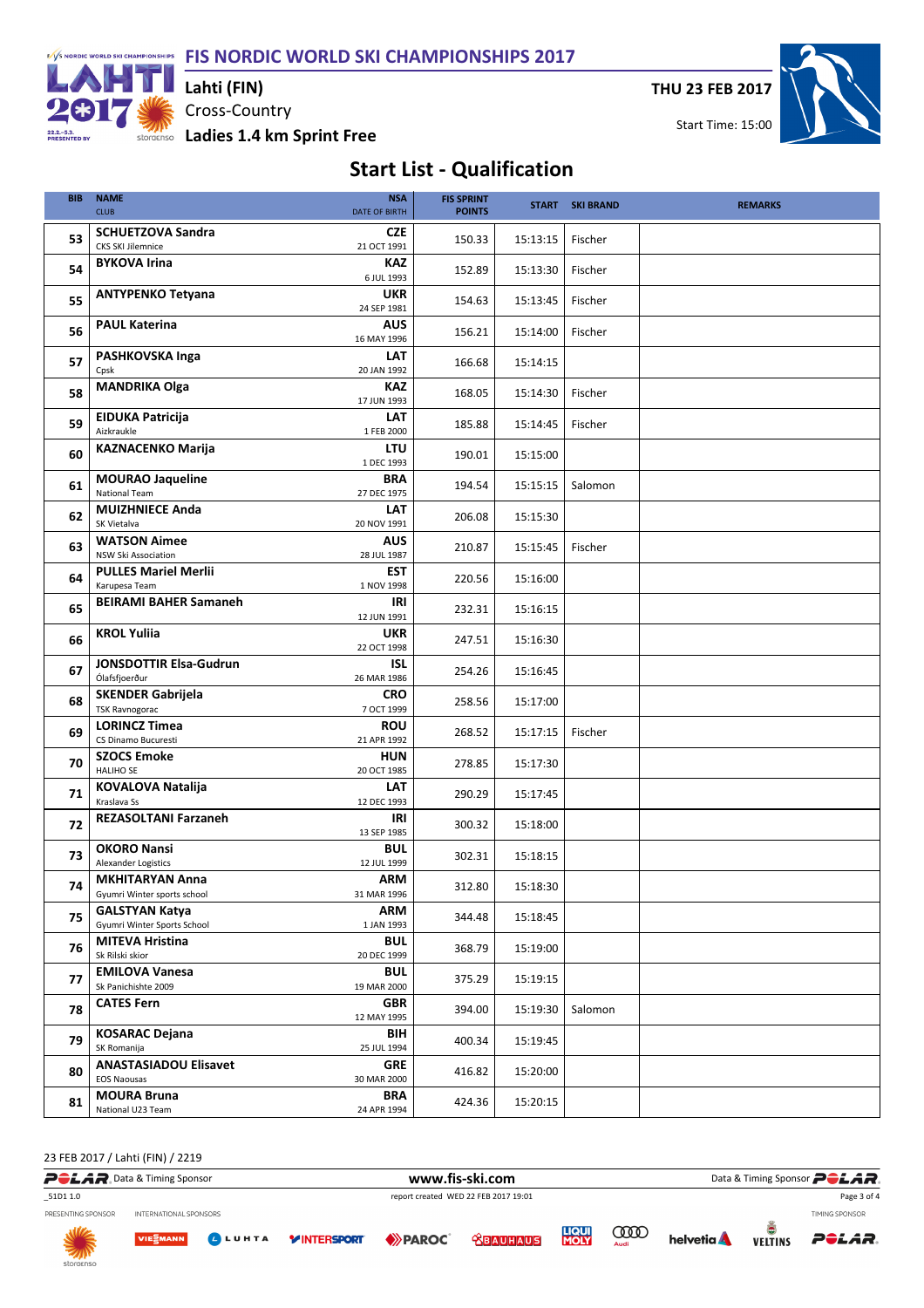# FIS NORDIC WORLD SKI CHAMPIONSHIPS 2017

**Lahti (FIN)**

Cross-Country

**Ladies 1.4 km Sprint Free**

**THU 23 FEB 2017**

Start Time: 15:00

## Start List - Qualification

| BIB | NAME / CLUB | NSA / DATE OF BIRTH | FIS SPRINT POINTS | START | SKI BRAND | REMARKS |
|---|---|---|---|---|---|---|
| 53 | **SCHUETZOVA Sandra** CKS SKI Jilemnice | **CZE** 21 OCT 1991 | 150.33 | 15:13:15 | Fischer | |
| 54 | **BYKOVA Irina** | **KAZ** 6 JUL 1993 | 152.89 | 15:13:30 | Fischer | |
| 55 | **ANTYPENKO Tetyana** | **UKR** 24 SEP 1981 | 154.63 | 15:13:45 | Fischer | |
| 56 | **PAUL Katerina** | **AUS** 16 MAY 1996 | 156.21 | 15:14:00 | Fischer | |
| 57 | **PASHKOVSKA Inga** Cpsk | **LAT** 20 JAN 1992 | 166.68 | 15:14:15 | | |
| 58 | **MANDRIKA Olga** | **KAZ** 17 JUN 1993 | 168.05 | 15:14:30 | Fischer | |
| 59 | **EIDUKA Patricija** Aizkraukle | **LAT** 1 FEB 2000 | 185.88 | 15:14:45 | Fischer | |
| 60 | **KAZNACENKO Marija** | **LTU** 1 DEC 1993 | 190.01 | 15:15:00 | | |
| 61 | **MOURAO Jaqueline** National Team | **BRA** 27 DEC 1975 | 194.54 | 15:15:15 | Salomon | |
| 62 | **MUIZHNIECE Anda** SK Vietalva | **LAT** 20 NOV 1991 | 206.08 | 15:15:30 | | |
| 63 | **WATSON Aimee** NSW Ski Association | **AUS** 28 JUL 1987 | 210.87 | 15:15:45 | Fischer | |
| 64 | **PULLES Mariel Merlii** Karupesa Team | **EST** 1 NOV 1998 | 220.56 | 15:16:00 | | |
| 65 | **BEIRAMI BAHER Samaneh** | **IRI** 12 JUN 1991 | 232.31 | 15:16:15 | | |
| 66 | **KROL Yuliia** | **UKR** 22 OCT 1998 | 247.51 | 15:16:30 | | |
| 67 | **JONSDOTTIR Elsa-Gudrun** Ólafsfjoerður | **ISL** 26 MAR 1986 | 254.26 | 15:16:45 | | |
| 68 | **SKENDER Gabrijela** TSK Ravnogorac | **CRO** 7 OCT 1999 | 258.56 | 15:17:00 | | |
| 69 | **LORINCZ Timea** CS Dinamo Bucuresti | **ROU** 21 APR 1992 | 268.52 | 15:17:15 | Fischer | |
| 70 | **SZOCS Emoke** HALIHO SE | **HUN** 20 OCT 1985 | 278.85 | 15:17:30 | | |
| 71 | **KOVALOVA Natalija** Kraslava Ss | **LAT** 12 DEC 1993 | 290.29 | 15:17:45 | | |
| 72 | **REZASOLTANI Farzaneh** | **IRI** 13 SEP 1985 | 300.32 | 15:18:00 | | |
| 73 | **OKORO Nansi** Alexander Logistics | **BUL** 12 JUL 1999 | 302.31 | 15:18:15 | | |
| 74 | **MKHITARYAN Anna** Gyumri Winter sports school | **ARM** 31 MAR 1996 | 312.80 | 15:18:30 | | |
| 75 | **GALSTYAN Katya** Gyumri Winter Sports School | **ARM** 1 JAN 1993 | 344.48 | 15:18:45 | | |
| 76 | **MITEVA Hristina** Sk Rilski skior | **BUL** 20 DEC 1999 | 368.79 | 15:19:00 | | |
| 77 | **EMILOVA Vanesa** Sk Panichishte 2009 | **BUL** 19 MAR 2000 | 375.29 | 15:19:15 | | |
| 78 | **CATES Fern** | **GBR** 12 MAY 1995 | 394.00 | 15:19:30 | Salomon | |
| 79 | **KOSARAC Dejana** SK Romanija | **BIH** 25 JUL 1994 | 400.34 | 15:19:45 | | |
| 80 | **ANASTASIADOU Elisavet** EOS Naousas | **GRE** 30 MAR 2000 | 416.82 | 15:20:00 | | |
| 81 | **MOURA Bruna** National U23 Team | **BRA** 24 APR 1994 | 424.36 | 15:20:15 | | |

23 FEB 2017 / Lahti (FIN) / 2219

_51D1 1.0 — report created WED 22 FEB 2017 19:01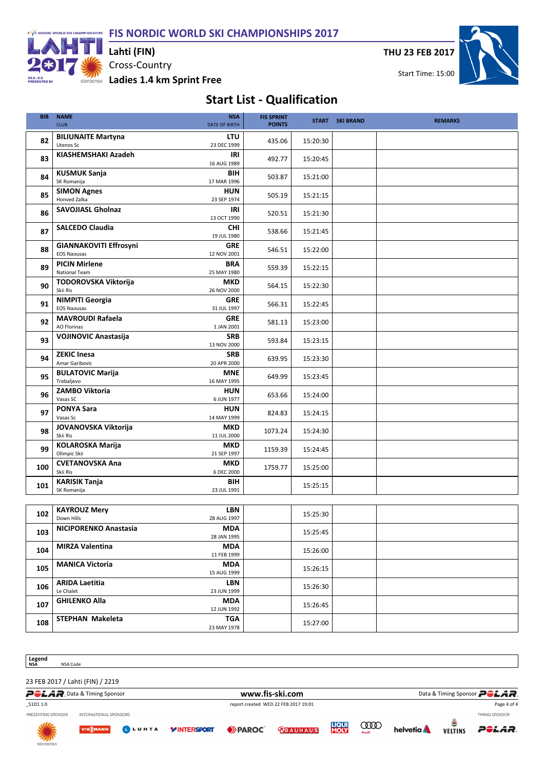# FIS NORDIC WORLD SKI CHAMPIONSHIPS 2017

**Lahti (FIN)**
Cross-Country
**Ladies 1.4 km Sprint Free**

**THU 23 FEB 2017**
Start Time: 15:00

## Start List - Qualification

| BIB | NAME / CLUB | NSA / DATE OF BIRTH | FIS SPRINT POINTS | START | SKI BRAND | REMARKS |
|---|---|---|---|---|---|---|
| 82 | **BILIUNAITE Martyna** Utenos Sc | **LTU** 23 DEC 1999 | 435.06 | 15:20:30 | | |
| 83 | **KIASHEMSHAKI Azadeh** | **IRI** 16 AUG 1989 | 492.77 | 15:20:45 | | |
| 84 | **KUSMUK Sanja** SK Romanija | **BIH** 17 MAR 1996 | 503.87 | 15:21:00 | | |
| 85 | **SIMON Agnes** Honved Zalka | **HUN** 23 SEP 1974 | 505.19 | 15:21:15 | | |
| 86 | **SAVOJIASL Gholnaz** | **IRI** 13 OCT 1990 | 520.51 | 15:21:30 | | |
| 87 | **SALCEDO Claudia** | **CHI** 19 JUL 1980 | 538.66 | 15:21:45 | | |
| 88 | **GIANNAKOVITI Effrosyni** EOS Naousas | **GRE** 12 NOV 2001 | 546.51 | 15:22:00 | | |
| 89 | **PICIN Mirlene** National Team | **BRA** 25 MAY 1980 | 559.39 | 15:22:15 | | |
| 90 | **TODOROVSKA Viktorija** Skii Ris | **MKD** 26 NOV 2000 | 564.15 | 15:22:30 | | |
| 91 | **NIMPITI Georgia** EOS Naousas | **GRE** 31 JUL 1997 | 566.31 | 15:22:45 | | |
| 92 | **MAVROUDI Rafaela** AO Florinas | **GRE** 1 JAN 2001 | 581.13 | 15:23:00 | | |
| 93 | **VOJINOVIC Anastasija** | **SRB** 13 NOV 2000 | 593.84 | 15:23:15 | | |
| 94 | **ZEKIC Inesa** Amar Garibovic | **SRB** 20 APR 2000 | 639.95 | 15:23:30 | | |
| 95 | **BULATOVIC Marija** Trebaljevo | **MNE** 16 MAY 1995 | 649.99 | 15:23:45 | | |
| 96 | **ZAMBO Viktoria** Vasas SC | **HUN** 6 JUN 1977 | 653.66 | 15:24:00 | | |
| 97 | **PONYA Sara** Vasas Sc | **HUN** 14 MAY 1999 | 824.83 | 15:24:15 | | |
| 98 | **JOVANOVSKA Viktorija** Skii Ris | **MKD** 11 JUL 2000 | 1073.24 | 15:24:30 | | |
| 99 | **KOLAROSKA Marija** Olimpic Skii | **MKD** 21 SEP 1997 | 1159.39 | 15:24:45 | | |
| 100 | **CVETANOVSKA Ana** Skii Ris | **MKD** 6 DEC 2000 | 1759.77 | 15:25:00 | | |
| 101 | **KARISIK Tanja** SK Romanija | **BIH** 23 JUL 1991 | | 15:25:15 | | |
| 102 | **KAYROUZ Mery** Down Hills | **LBN** 28 AUG 1997 | | 15:25:30 | | |
| 103 | **NICIPORENKO Anastasia** | **MDA** 28 JAN 1995 | | 15:25:45 | | |
| 104 | **MIRZA Valentina** | **MDA** 11 FEB 1999 | | 15:26:00 | | |
| 105 | **MANICA Victoria** | **MDA** 15 AUG 1999 | | 15:26:15 | | |
| 106 | **ARIDA Laetitia** Le Chalet | **LBN** 23 JUN 1999 | | 15:26:30 | | |
| 107 | **GHILENKO Alla** | **MDA** 12 JUN 1992 | | 15:26:45 | | |
| 108 | **STEPHAN Makeleta** | **TGA** 23 MAY 1978 | | 15:27:00 | | |

**Legend**
**NSA** NSA Code

23 FEB 2017 / Lahti (FIN) / 2219

www.fis-ski.com

report created WED 22 FEB 2017 19:01